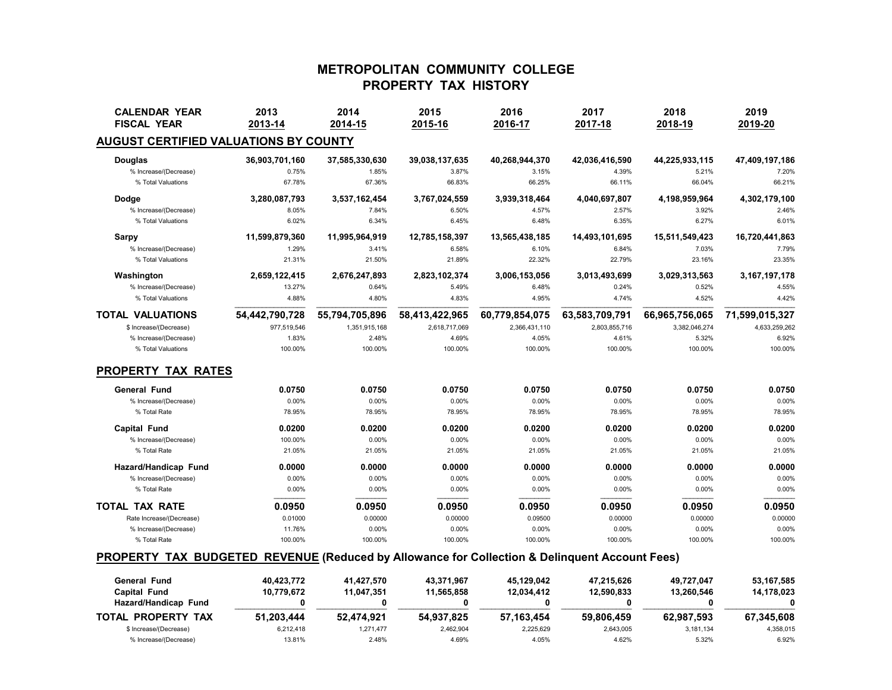# METROPOLITAN COMMUNITY COLLEGE
## PROPERTY TAX HISTORY

| CALENDAR YEAR | 2013 | 2014 | 2015 | 2016 | 2017 | 2018 | 2019 |
|---|---|---|---|---|---|---|---|
| FISCAL YEAR | 2013-14 | 2014-15 | 2015-16 | 2016-17 | 2017-18 | 2018-19 | 2019-20 |
| **AUGUST CERTIFIED VALUATIONS BY COUNTY** | | | | | | | |
| **Douglas** | **36,903,701,160** | **37,585,330,630** | **39,038,137,635** | **40,268,944,370** | **42,036,416,590** | **44,225,933,115** | **47,409,197,186** |
| % Increase/(Decrease) | 0.75% | 1.85% | 3.87% | 3.15% | 4.39% | 5.21% | 7.20% |
| % Total Valuations | 67.78% | 67.36% | 66.83% | 66.25% | 66.11% | 66.04% | 66.21% |
| **Dodge** | **3,280,087,793** | **3,537,162,454** | **3,767,024,559** | **3,939,318,464** | **4,040,697,807** | **4,198,959,964** | **4,302,179,100** |
| % Increase/(Decrease) | 8.05% | 7.84% | 6.50% | 4.57% | 2.57% | 3.92% | 2.46% |
| % Total Valuations | 6.02% | 6.34% | 6.45% | 6.48% | 6.35% | 6.27% | 6.01% |
| **Sarpy** | **11,599,879,360** | **11,995,964,919** | **12,785,158,397** | **13,565,438,185** | **14,493,101,695** | **15,511,549,423** | **16,720,441,863** |
| % Increase/(Decrease) | 1.29% | 3.41% | 6.58% | 6.10% | 6.84% | 7.03% | 7.79% |
| % Total Valuations | 21.31% | 21.50% | 21.89% | 22.32% | 22.79% | 23.16% | 23.35% |
| **Washington** | **2,659,122,415** | **2,676,247,893** | **2,823,102,374** | **3,006,153,056** | **3,013,493,699** | **3,029,313,563** | **3,167,197,178** |
| % Increase/(Decrease) | 13.27% | 0.64% | 5.49% | 6.48% | 0.24% | 0.52% | 4.55% |
| % Total Valuations | 4.88% | 4.80% | 4.83% | 4.95% | 4.74% | 4.52% | 4.42% |
| **TOTAL VALUATIONS** | **54,442,790,728** | **55,794,705,896** | **58,413,422,965** | **60,779,854,075** | **63,583,709,791** | **66,965,756,065** | **71,599,015,327** |
| $ Increase/(Decrease) | 977,519,546 | 1,351,915,168 | 2,618,717,069 | 2,366,431,110 | 2,803,855,716 | 3,382,046,274 | 4,633,259,262 |
| % Increase/(Decrease) | 1.83% | 2.48% | 4.69% | 4.05% | 4.61% | 5.32% | 6.92% |
| % Total Valuations | 100.00% | 100.00% | 100.00% | 100.00% | 100.00% | 100.00% | 100.00% |
| **PROPERTY TAX RATES** | | | | | | | |
| **General Fund** | **0.0750** | **0.0750** | **0.0750** | **0.0750** | **0.0750** | **0.0750** | **0.0750** |
| % Increase/(Decrease) | 0.00% | 0.00% | 0.00% | 0.00% | 0.00% | 0.00% | 0.00% |
| % Total Rate | 78.95% | 78.95% | 78.95% | 78.95% | 78.95% | 78.95% | 78.95% |
| **Capital Fund** | **0.0200** | **0.0200** | **0.0200** | **0.0200** | **0.0200** | **0.0200** | **0.0200** |
| % Increase/(Decrease) | 100.00% | 0.00% | 0.00% | 0.00% | 0.00% | 0.00% | 0.00% |
| % Total Rate | 21.05% | 21.05% | 21.05% | 21.05% | 21.05% | 21.05% | 21.05% |
| **Hazard/Handicap Fund** | **0.0000** | **0.0000** | **0.0000** | **0.0000** | **0.0000** | **0.0000** | **0.0000** |
| % Increase/(Decrease) | 0.00% | 0.00% | 0.00% | 0.00% | 0.00% | 0.00% | 0.00% |
| % Total Rate | 0.00% | 0.00% | 0.00% | 0.00% | 0.00% | 0.00% | 0.00% |
| **TOTAL TAX RATE** | **0.0950** | **0.0950** | **0.0950** | **0.0950** | **0.0950** | **0.0950** | **0.0950** |
| Rate Increase/(Decrease) | 0.01000 | 0.00000 | 0.00000 | 0.09500 | 0.00000 | 0.00000 | 0.00000 |
| % Increase/(Decrease) | 11.76% | 0.00% | 0.00% | 0.00% | 0.00% | 0.00% | 0.00% |
| % Total Rate | 100.00% | 100.00% | 100.00% | 100.00% | 100.00% | 100.00% | 100.00% |
| **PROPERTY TAX BUDGETED REVENUE (Reduced by Allowance for Collection & Delinquent Account Fees)** | | | | | | | |
| **General Fund** | **40,423,772** | **41,427,570** | **43,371,967** | **45,129,042** | **47,215,626** | **49,727,047** | **53,167,585** |
| **Capital Fund** | **10,779,672** | **11,047,351** | **11,565,858** | **12,034,412** | **12,590,833** | **13,260,546** | **14,178,023** |
| **Hazard/Handicap Fund** | **0** | **0** | **0** | **0** | **0** | **0** | **0** |
| **TOTAL PROPERTY TAX** | **51,203,444** | **52,474,921** | **54,937,825** | **57,163,454** | **59,806,459** | **62,987,593** | **67,345,608** |
| $ Increase/(Decrease) | 6,212,418 | 1,271,477 | 2,462,904 | 2,225,629 | 2,643,005 | 3,181,134 | 4,358,015 |
| % Increase/(Decrease) | 13.81% | 2.48% | 4.69% | 4.05% | 4.62% | 5.32% | 6.92% |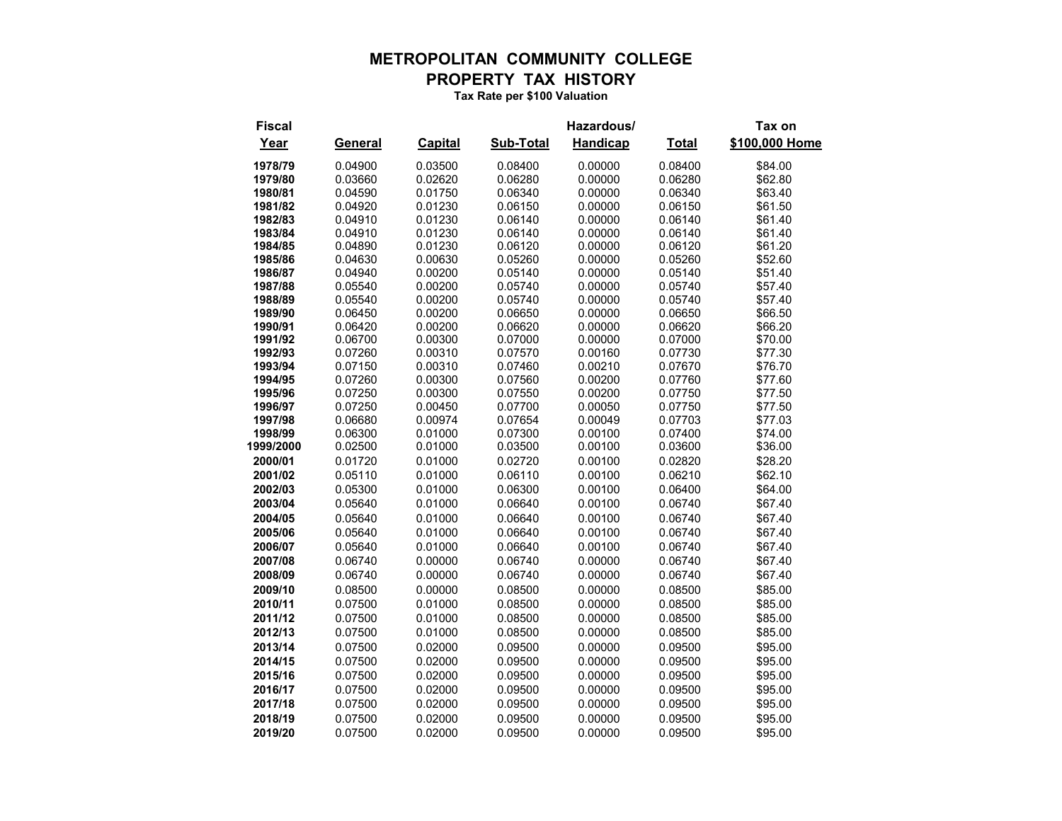# METROPOLITAN COMMUNITY COLLEGE
## PROPERTY TAX HISTORY
**Tax Rate per $100 Valuation**

| Fiscal Year | General | Capital | Sub-Total | Hazardous/ Handicap | Total | Tax on $100,000 Home |
|---|---|---|---|---|---|---|
| 1978/79 | 0.04900 | 0.03500 | 0.08400 | 0.00000 | 0.08400 | $84.00 |
| 1979/80 | 0.03660 | 0.02620 | 0.06280 | 0.00000 | 0.06280 | $62.80 |
| 1980/81 | 0.04590 | 0.01750 | 0.06340 | 0.00000 | 0.06340 | $63.40 |
| 1981/82 | 0.04920 | 0.01230 | 0.06150 | 0.00000 | 0.06150 | $61.50 |
| 1982/83 | 0.04910 | 0.01230 | 0.06140 | 0.00000 | 0.06140 | $61.40 |
| 1983/84 | 0.04910 | 0.01230 | 0.06140 | 0.00000 | 0.06140 | $61.40 |
| 1984/85 | 0.04890 | 0.01230 | 0.06120 | 0.00000 | 0.06120 | $61.20 |
| 1985/86 | 0.04630 | 0.00630 | 0.05260 | 0.00000 | 0.05260 | $52.60 |
| 1986/87 | 0.04940 | 0.00200 | 0.05140 | 0.00000 | 0.05140 | $51.40 |
| 1987/88 | 0.05540 | 0.00200 | 0.05740 | 0.00000 | 0.05740 | $57.40 |
| 1988/89 | 0.05540 | 0.00200 | 0.05740 | 0.00000 | 0.05740 | $57.40 |
| 1989/90 | 0.06450 | 0.00200 | 0.06650 | 0.00000 | 0.06650 | $66.50 |
| 1990/91 | 0.06420 | 0.00200 | 0.06620 | 0.00000 | 0.06620 | $66.20 |
| 1991/92 | 0.06700 | 0.00300 | 0.07000 | 0.00000 | 0.07000 | $70.00 |
| 1992/93 | 0.07260 | 0.00310 | 0.07570 | 0.00160 | 0.07730 | $77.30 |
| 1993/94 | 0.07150 | 0.00310 | 0.07460 | 0.00210 | 0.07670 | $76.70 |
| 1994/95 | 0.07260 | 0.00300 | 0.07560 | 0.00200 | 0.07760 | $77.60 |
| 1995/96 | 0.07250 | 0.00300 | 0.07550 | 0.00200 | 0.07750 | $77.50 |
| 1996/97 | 0.07250 | 0.00450 | 0.07700 | 0.00050 | 0.07750 | $77.50 |
| 1997/98 | 0.06680 | 0.00974 | 0.07654 | 0.00049 | 0.07703 | $77.03 |
| 1998/99 | 0.06300 | 0.01000 | 0.07300 | 0.00100 | 0.07400 | $74.00 |
| 1999/2000 | 0.02500 | 0.01000 | 0.03500 | 0.00100 | 0.03600 | $36.00 |
| 2000/01 | 0.01720 | 0.01000 | 0.02720 | 0.00100 | 0.02820 | $28.20 |
| 2001/02 | 0.05110 | 0.01000 | 0.06110 | 0.00100 | 0.06210 | $62.10 |
| 2002/03 | 0.05300 | 0.01000 | 0.06300 | 0.00100 | 0.06400 | $64.00 |
| 2003/04 | 0.05640 | 0.01000 | 0.06640 | 0.00100 | 0.06740 | $67.40 |
| 2004/05 | 0.05640 | 0.01000 | 0.06640 | 0.00100 | 0.06740 | $67.40 |
| 2005/06 | 0.05640 | 0.01000 | 0.06640 | 0.00100 | 0.06740 | $67.40 |
| 2006/07 | 0.05640 | 0.01000 | 0.06640 | 0.00100 | 0.06740 | $67.40 |
| 2007/08 | 0.06740 | 0.00000 | 0.06740 | 0.00000 | 0.06740 | $67.40 |
| 2008/09 | 0.06740 | 0.00000 | 0.06740 | 0.00000 | 0.06740 | $67.40 |
| 2009/10 | 0.08500 | 0.00000 | 0.08500 | 0.00000 | 0.08500 | $85.00 |
| 2010/11 | 0.07500 | 0.01000 | 0.08500 | 0.00000 | 0.08500 | $85.00 |
| 2011/12 | 0.07500 | 0.01000 | 0.08500 | 0.00000 | 0.08500 | $85.00 |
| 2012/13 | 0.07500 | 0.01000 | 0.08500 | 0.00000 | 0.08500 | $85.00 |
| 2013/14 | 0.07500 | 0.02000 | 0.09500 | 0.00000 | 0.09500 | $95.00 |
| 2014/15 | 0.07500 | 0.02000 | 0.09500 | 0.00000 | 0.09500 | $95.00 |
| 2015/16 | 0.07500 | 0.02000 | 0.09500 | 0.00000 | 0.09500 | $95.00 |
| 2016/17 | 0.07500 | 0.02000 | 0.09500 | 0.00000 | 0.09500 | $95.00 |
| 2017/18 | 0.07500 | 0.02000 | 0.09500 | 0.00000 | 0.09500 | $95.00 |
| 2018/19 | 0.07500 | 0.02000 | 0.09500 | 0.00000 | 0.09500 | $95.00 |
| 2019/20 | 0.07500 | 0.02000 | 0.09500 | 0.00000 | 0.09500 | $95.00 |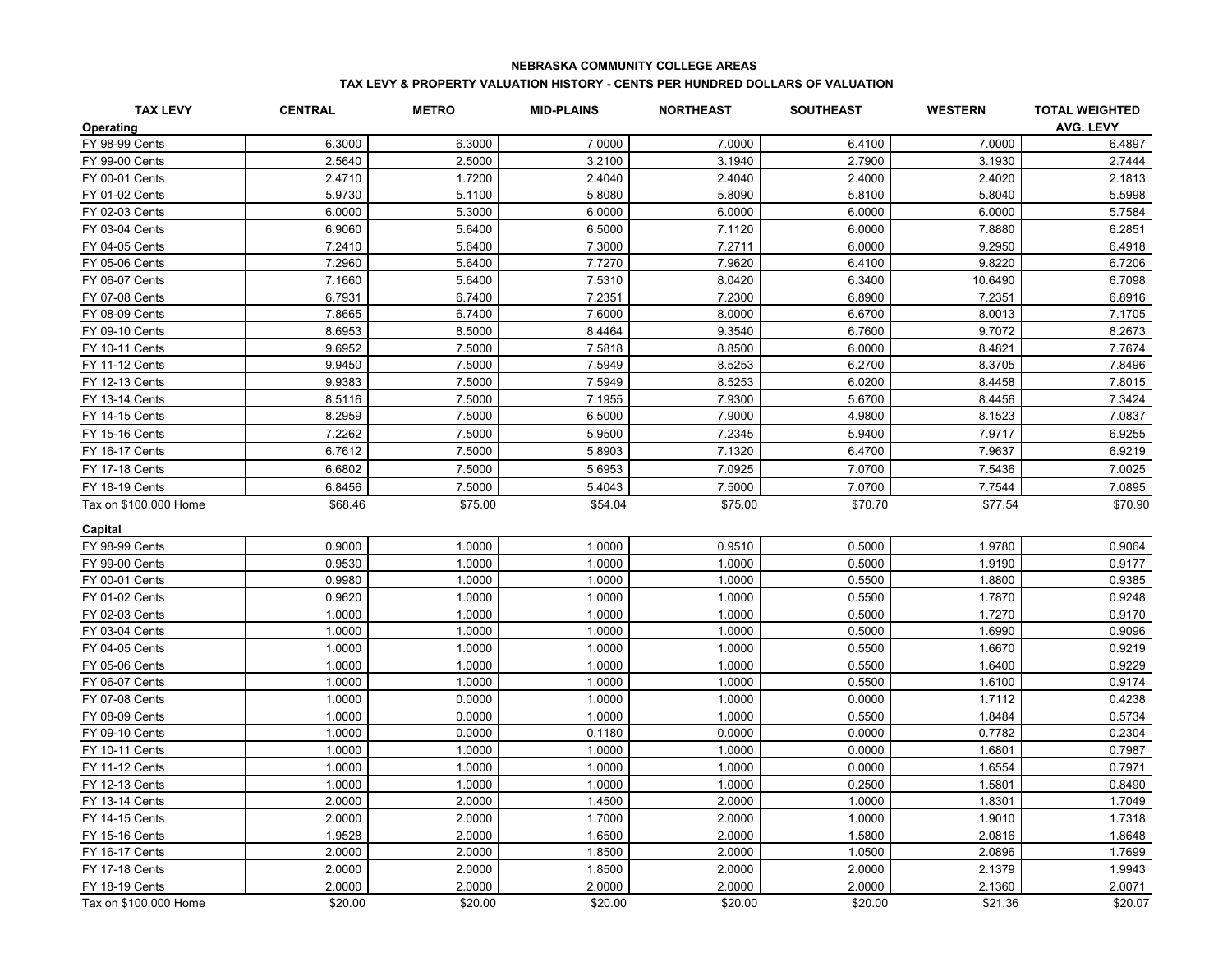**NEBRASKA COMMUNITY COLLEGE AREAS**

**TAX LEVY & PROPERTY VALUATION HISTORY - CENTS PER HUNDRED DOLLARS OF VALUATION**

| TAX LEVY | CENTRAL | METRO | MID-PLAINS | NORTHEAST | SOUTHEAST | WESTERN | TOTAL WEIGHTED AVG. LEVY |
|---|---|---|---|---|---|---|---|
| **Operating** | | | | | | | |
| FY 98-99 Cents | 6.3000 | 6.3000 | 7.0000 | 7.0000 | 6.4100 | 7.0000 | 6.4897 |
| FY 99-00 Cents | 2.5640 | 2.5000 | 3.2100 | 3.1940 | 2.7900 | 3.1930 | 2.7444 |
| FY 00-01 Cents | 2.4710 | 1.7200 | 2.4040 | 2.4040 | 2.4000 | 2.4020 | 2.1813 |
| FY 01-02 Cents | 5.9730 | 5.1100 | 5.8080 | 5.8090 | 5.8100 | 5.8040 | 5.5998 |
| FY 02-03 Cents | 6.0000 | 5.3000 | 6.0000 | 6.0000 | 6.0000 | 6.0000 | 5.7584 |
| FY 03-04 Cents | 6.9060 | 5.6400 | 6.5000 | 7.1120 | 6.0000 | 7.8880 | 6.2851 |
| FY 04-05 Cents | 7.2410 | 5.6400 | 7.3000 | 7.2711 | 6.0000 | 9.2950 | 6.4918 |
| FY 05-06 Cents | 7.2960 | 5.6400 | 7.7270 | 7.9620 | 6.4100 | 9.8220 | 6.7206 |
| FY 06-07 Cents | 7.1660 | 5.6400 | 7.5310 | 8.0420 | 6.3400 | 10.6490 | 6.7098 |
| FY 07-08 Cents | 6.7931 | 6.7400 | 7.2351 | 7.2300 | 6.8900 | 7.2351 | 6.8916 |
| FY 08-09 Cents | 7.8665 | 6.7400 | 7.6000 | 8.0000 | 6.6700 | 8.0013 | 7.1705 |
| FY 09-10 Cents | 8.6953 | 8.5000 | 8.4464 | 9.3540 | 6.7600 | 9.7072 | 8.2673 |
| FY 10-11 Cents | 9.6952 | 7.5000 | 7.5818 | 8.8500 | 6.0000 | 8.4821 | 7.7674 |
| FY 11-12 Cents | 9.9450 | 7.5000 | 7.5949 | 8.5253 | 6.2700 | 8.3705 | 7.8496 |
| FY 12-13 Cents | 9.9383 | 7.5000 | 7.5949 | 8.5253 | 6.0200 | 8.4458 | 7.8015 |
| FY 13-14 Cents | 8.5116 | 7.5000 | 7.1955 | 7.9300 | 5.6700 | 8.4456 | 7.3424 |
| FY 14-15 Cents | 8.2959 | 7.5000 | 6.5000 | 7.9000 | 4.9800 | 8.1523 | 7.0837 |
| FY 15-16 Cents | 7.2262 | 7.5000 | 5.9500 | 7.2345 | 5.9400 | 7.9717 | 6.9255 |
| FY 16-17 Cents | 6.7612 | 7.5000 | 5.8903 | 7.1320 | 6.4700 | 7.9637 | 6.9219 |
| FY 17-18 Cents | 6.6802 | 7.5000 | 5.6953 | 7.0925 | 7.0700 | 7.5436 | 7.0025 |
| FY 18-19 Cents | 6.8456 | 7.5000 | 5.4043 | 7.5000 | 7.0700 | 7.7544 | 7.0895 |
| Tax on $100,000 Home | $68.46 | $75.00 | $54.04 | $75.00 | $70.70 | $77.54 | $70.90 |
| **Capital** | | | | | | | |
| FY 98-99 Cents | 0.9000 | 1.0000 | 1.0000 | 0.9510 | 0.5000 | 1.9780 | 0.9064 |
| FY 99-00 Cents | 0.9530 | 1.0000 | 1.0000 | 1.0000 | 0.5000 | 1.9190 | 0.9177 |
| FY 00-01 Cents | 0.9980 | 1.0000 | 1.0000 | 1.0000 | 0.5500 | 1.8800 | 0.9385 |
| FY 01-02 Cents | 0.9620 | 1.0000 | 1.0000 | 1.0000 | 0.5500 | 1.7870 | 0.9248 |
| FY 02-03 Cents | 1.0000 | 1.0000 | 1.0000 | 1.0000 | 0.5000 | 1.7270 | 0.9170 |
| FY 03-04 Cents | 1.0000 | 1.0000 | 1.0000 | 1.0000 | 0.5000 | 1.6990 | 0.9096 |
| FY 04-05 Cents | 1.0000 | 1.0000 | 1.0000 | 1.0000 | 0.5500 | 1.6670 | 0.9219 |
| FY 05-06 Cents | 1.0000 | 1.0000 | 1.0000 | 1.0000 | 0.5500 | 1.6400 | 0.9229 |
| FY 06-07 Cents | 1.0000 | 1.0000 | 1.0000 | 1.0000 | 0.5500 | 1.6100 | 0.9174 |
| FY 07-08 Cents | 1.0000 | 0.0000 | 1.0000 | 1.0000 | 0.0000 | 1.7112 | 0.4238 |
| FY 08-09 Cents | 1.0000 | 0.0000 | 1.0000 | 1.0000 | 0.5500 | 1.8484 | 0.5734 |
| FY 09-10 Cents | 1.0000 | 0.0000 | 0.1180 | 0.0000 | 0.0000 | 0.7782 | 0.2304 |
| FY 10-11 Cents | 1.0000 | 1.0000 | 1.0000 | 1.0000 | 0.0000 | 1.6801 | 0.7987 |
| FY 11-12 Cents | 1.0000 | 1.0000 | 1.0000 | 1.0000 | 0.0000 | 1.6554 | 0.7971 |
| FY 12-13 Cents | 1.0000 | 1.0000 | 1.0000 | 1.0000 | 0.2500 | 1.5801 | 0.8490 |
| FY 13-14 Cents | 2.0000 | 2.0000 | 1.4500 | 2.0000 | 1.0000 | 1.8301 | 1.7049 |
| FY 14-15 Cents | 2.0000 | 2.0000 | 1.7000 | 2.0000 | 1.0000 | 1.9010 | 1.7318 |
| FY 15-16 Cents | 1.9528 | 2.0000 | 1.6500 | 2.0000 | 1.5800 | 2.0816 | 1.8648 |
| FY 16-17 Cents | 2.0000 | 2.0000 | 1.8500 | 2.0000 | 1.0500 | 2.0896 | 1.7699 |
| FY 17-18 Cents | 2.0000 | 2.0000 | 1.8500 | 2.0000 | 2.0000 | 2.1379 | 1.9943 |
| FY 18-19 Cents | 2.0000 | 2.0000 | 2.0000 | 2.0000 | 2.0000 | 2.1360 | 2.0071 |
| Tax on $100,000 Home | $20.00 | $20.00 | $20.00 | $20.00 | $20.00 | $21.36 | $20.07 |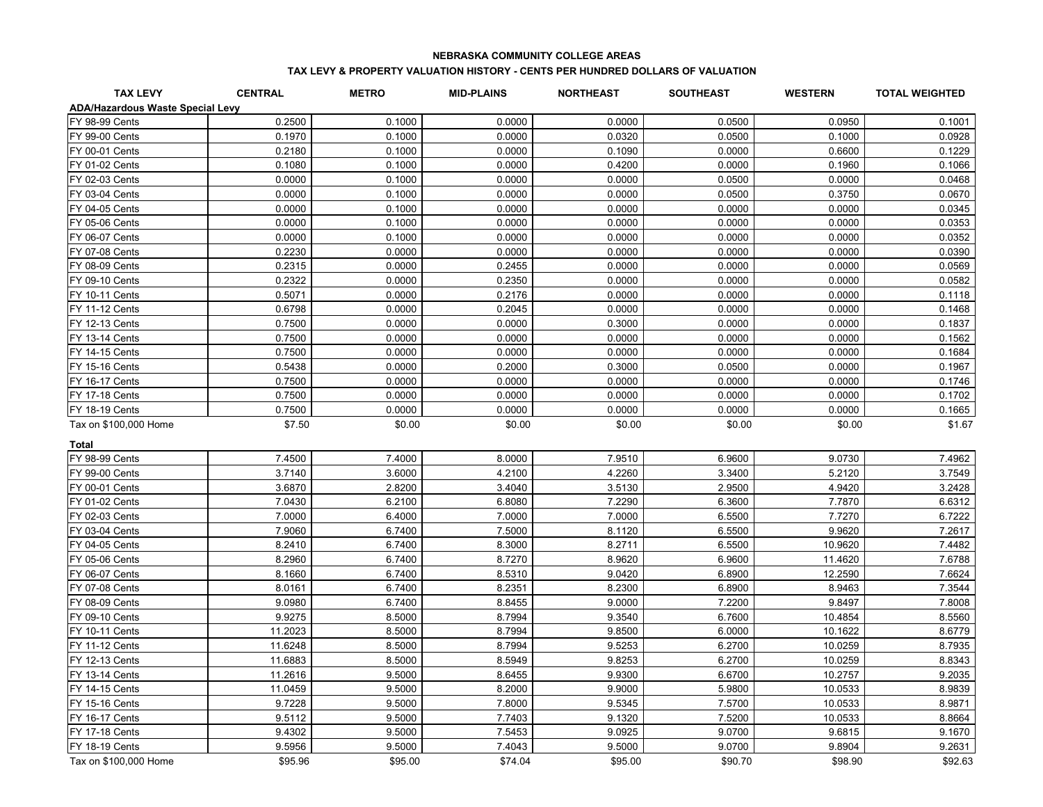**NEBRASKA COMMUNITY COLLEGE AREAS**

**TAX LEVY & PROPERTY VALUATION HISTORY - CENTS PER HUNDRED DOLLARS OF VALUATION**

| TAX LEVY | CENTRAL | METRO | MID-PLAINS | NORTHEAST | SOUTHEAST | WESTERN | TOTAL WEIGHTED |
|---|---|---|---|---|---|---|---|
| **ADA/Hazardous Waste Special Levy** | | | | | | | |
| FY 98-99 Cents | 0.2500 | 0.1000 | 0.0000 | 0.0000 | 0.0500 | 0.0950 | 0.1001 |
| FY 99-00 Cents | 0.1970 | 0.1000 | 0.0000 | 0.0320 | 0.0500 | 0.1000 | 0.0928 |
| FY 00-01 Cents | 0.2180 | 0.1000 | 0.0000 | 0.1090 | 0.0000 | 0.6600 | 0.1229 |
| FY 01-02 Cents | 0.1080 | 0.1000 | 0.0000 | 0.4200 | 0.0000 | 0.1960 | 0.1066 |
| FY 02-03 Cents | 0.0000 | 0.1000 | 0.0000 | 0.0000 | 0.0500 | 0.0000 | 0.0468 |
| FY 03-04 Cents | 0.0000 | 0.1000 | 0.0000 | 0.0000 | 0.0500 | 0.3750 | 0.0670 |
| FY 04-05 Cents | 0.0000 | 0.1000 | 0.0000 | 0.0000 | 0.0000 | 0.0000 | 0.0345 |
| FY 05-06 Cents | 0.0000 | 0.1000 | 0.0000 | 0.0000 | 0.0000 | 0.0000 | 0.0353 |
| FY 06-07 Cents | 0.0000 | 0.1000 | 0.0000 | 0.0000 | 0.0000 | 0.0000 | 0.0352 |
| FY 07-08 Cents | 0.2230 | 0.0000 | 0.0000 | 0.0000 | 0.0000 | 0.0000 | 0.0390 |
| FY 08-09 Cents | 0.2315 | 0.0000 | 0.2455 | 0.0000 | 0.0000 | 0.0000 | 0.0569 |
| FY 09-10 Cents | 0.2322 | 0.0000 | 0.2350 | 0.0000 | 0.0000 | 0.0000 | 0.0582 |
| FY 10-11 Cents | 0.5071 | 0.0000 | 0.2176 | 0.0000 | 0.0000 | 0.0000 | 0.1118 |
| FY 11-12 Cents | 0.6798 | 0.0000 | 0.2045 | 0.0000 | 0.0000 | 0.0000 | 0.1468 |
| FY 12-13 Cents | 0.7500 | 0.0000 | 0.0000 | 0.3000 | 0.0000 | 0.0000 | 0.1837 |
| FY 13-14 Cents | 0.7500 | 0.0000 | 0.0000 | 0.0000 | 0.0000 | 0.0000 | 0.1562 |
| FY 14-15 Cents | 0.7500 | 0.0000 | 0.0000 | 0.0000 | 0.0000 | 0.0000 | 0.1684 |
| FY 15-16 Cents | 0.5438 | 0.0000 | 0.2000 | 0.3000 | 0.0500 | 0.0000 | 0.1967 |
| FY 16-17 Cents | 0.7500 | 0.0000 | 0.0000 | 0.0000 | 0.0000 | 0.0000 | 0.1746 |
| FY 17-18 Cents | 0.7500 | 0.0000 | 0.0000 | 0.0000 | 0.0000 | 0.0000 | 0.1702 |
| FY 18-19 Cents | 0.7500 | 0.0000 | 0.0000 | 0.0000 | 0.0000 | 0.0000 | 0.1665 |
| Tax on $100,000 Home | $7.50 | $0.00 | $0.00 | $0.00 | $0.00 | $0.00 | $1.67 |
| **Total** | | | | | | | |
| FY 98-99 Cents | 7.4500 | 7.4000 | 8.0000 | 7.9510 | 6.9600 | 9.0730 | 7.4962 |
| FY 99-00 Cents | 3.7140 | 3.6000 | 4.2100 | 4.2260 | 3.3400 | 5.2120 | 3.7549 |
| FY 00-01 Cents | 3.6870 | 2.8200 | 3.4040 | 3.5130 | 2.9500 | 4.9420 | 3.2428 |
| FY 01-02 Cents | 7.0430 | 6.2100 | 6.8080 | 7.2290 | 6.3600 | 7.7870 | 6.6312 |
| FY 02-03 Cents | 7.0000 | 6.4000 | 7.0000 | 7.0000 | 6.5500 | 7.7270 | 6.7222 |
| FY 03-04 Cents | 7.9060 | 6.7400 | 7.5000 | 8.1120 | 6.5500 | 9.9620 | 7.2617 |
| FY 04-05 Cents | 8.2410 | 6.7400 | 8.3000 | 8.2711 | 6.5500 | 10.9620 | 7.4482 |
| FY 05-06 Cents | 8.2960 | 6.7400 | 8.7270 | 8.9620 | 6.9600 | 11.4620 | 7.6788 |
| FY 06-07 Cents | 8.1660 | 6.7400 | 8.5310 | 9.0420 | 6.8900 | 12.2590 | 7.6624 |
| FY 07-08 Cents | 8.0161 | 6.7400 | 8.2351 | 8.2300 | 6.8900 | 8.9463 | 7.3544 |
| FY 08-09 Cents | 9.0980 | 6.7400 | 8.8455 | 9.0000 | 7.2200 | 9.8497 | 7.8008 |
| FY 09-10 Cents | 9.9275 | 8.5000 | 8.7994 | 9.3540 | 6.7600 | 10.4854 | 8.5560 |
| FY 10-11 Cents | 11.2023 | 8.5000 | 8.7994 | 9.8500 | 6.0000 | 10.1622 | 8.6779 |
| FY 11-12 Cents | 11.6248 | 8.5000 | 8.7994 | 9.5253 | 6.2700 | 10.0259 | 8.7935 |
| FY 12-13 Cents | 11.6883 | 8.5000 | 8.5949 | 9.8253 | 6.2700 | 10.0259 | 8.8343 |
| FY 13-14 Cents | 11.2616 | 9.5000 | 8.6455 | 9.9300 | 6.6700 | 10.2757 | 9.2035 |
| FY 14-15 Cents | 11.0459 | 9.5000 | 8.2000 | 9.9000 | 5.9800 | 10.0533 | 8.9839 |
| FY 15-16 Cents | 9.7228 | 9.5000 | 7.8000 | 9.5345 | 7.5700 | 10.0533 | 8.9871 |
| FY 16-17 Cents | 9.5112 | 9.5000 | 7.7403 | 9.1320 | 7.5200 | 10.0533 | 8.8664 |
| FY 17-18 Cents | 9.4302 | 9.5000 | 7.5453 | 9.0925 | 9.0700 | 9.6815 | 9.1670 |
| FY 18-19 Cents | 9.5956 | 9.5000 | 7.4043 | 9.5000 | 9.0700 | 9.8904 | 9.2631 |
| Tax on $100,000 Home | $95.96 | $95.00 | $74.04 | $95.00 | $90.70 | $98.90 | $92.63 |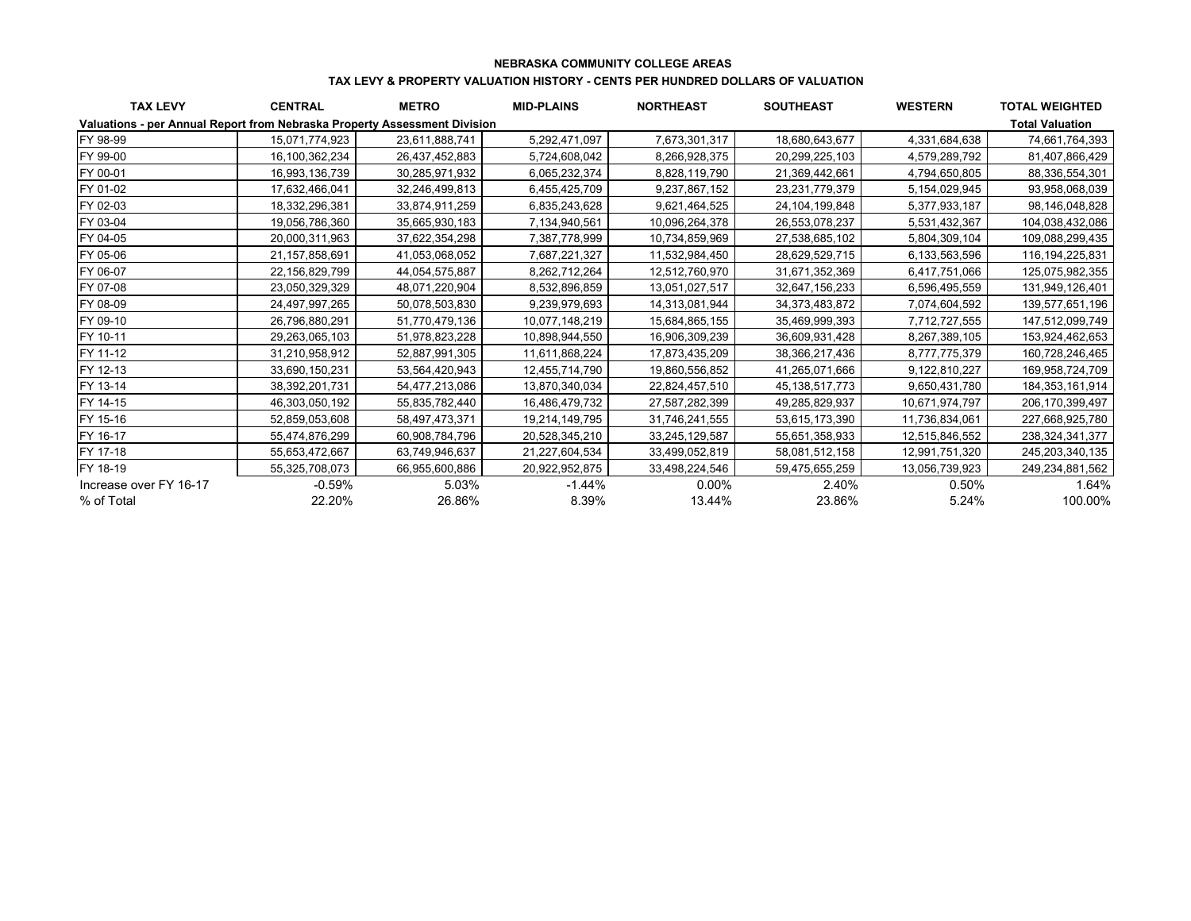**NEBRASKA COMMUNITY COLLEGE AREAS**

**TAX LEVY & PROPERTY VALUATION HISTORY - CENTS PER HUNDRED DOLLARS OF VALUATION**

| TAX LEVY | CENTRAL | METRO | MID-PLAINS | NORTHEAST | SOUTHEAST | WESTERN | TOTAL WEIGHTED |
|---|---|---|---|---|---|---|---|
| Valuations - per Annual Report from Nebraska Property Assessment Division | | | | | | | Total Valuation |
| FY 98-99 | 15,071,774,923 | 23,611,888,741 | 5,292,471,097 | 7,673,301,317 | 18,680,643,677 | 4,331,684,638 | 74,661,764,393 |
| FY 99-00 | 16,100,362,234 | 26,437,452,883 | 5,724,608,042 | 8,266,928,375 | 20,299,225,103 | 4,579,289,792 | 81,407,866,429 |
| FY 00-01 | 16,993,136,739 | 30,285,971,932 | 6,065,232,374 | 8,828,119,790 | 21,369,442,661 | 4,794,650,805 | 88,336,554,301 |
| FY 01-02 | 17,632,466,041 | 32,246,499,813 | 6,455,425,709 | 9,237,867,152 | 23,231,779,379 | 5,154,029,945 | 93,958,068,039 |
| FY 02-03 | 18,332,296,381 | 33,874,911,259 | 6,835,243,628 | 9,621,464,525 | 24,104,199,848 | 5,377,933,187 | 98,146,048,828 |
| FY 03-04 | 19,056,786,360 | 35,665,930,183 | 7,134,940,561 | 10,096,264,378 | 26,553,078,237 | 5,531,432,367 | 104,038,432,086 |
| FY 04-05 | 20,000,311,963 | 37,622,354,298 | 7,387,778,999 | 10,734,859,969 | 27,538,685,102 | 5,804,309,104 | 109,088,299,435 |
| FY 05-06 | 21,157,858,691 | 41,053,068,052 | 7,687,221,327 | 11,532,984,450 | 28,629,529,715 | 6,133,563,596 | 116,194,225,831 |
| FY 06-07 | 22,156,829,799 | 44,054,575,887 | 8,262,712,264 | 12,512,760,970 | 31,671,352,369 | 6,417,751,066 | 125,075,982,355 |
| FY 07-08 | 23,050,329,329 | 48,071,220,904 | 8,532,896,859 | 13,051,027,517 | 32,647,156,233 | 6,596,495,559 | 131,949,126,401 |
| FY 08-09 | 24,497,997,265 | 50,078,503,830 | 9,239,979,693 | 14,313,081,944 | 34,373,483,872 | 7,074,604,592 | 139,577,651,196 |
| FY 09-10 | 26,796,880,291 | 51,770,479,136 | 10,077,148,219 | 15,684,865,155 | 35,469,999,393 | 7,712,727,555 | 147,512,099,749 |
| FY 10-11 | 29,263,065,103 | 51,978,823,228 | 10,898,944,550 | 16,906,309,239 | 36,609,931,428 | 8,267,389,105 | 153,924,462,653 |
| FY 11-12 | 31,210,958,912 | 52,887,991,305 | 11,611,868,224 | 17,873,435,209 | 38,366,217,436 | 8,777,775,379 | 160,728,246,465 |
| FY 12-13 | 33,690,150,231 | 53,564,420,943 | 12,455,714,790 | 19,860,556,852 | 41,265,071,666 | 9,122,810,227 | 169,958,724,709 |
| FY 13-14 | 38,392,201,731 | 54,477,213,086 | 13,870,340,034 | 22,824,457,510 | 45,138,517,773 | 9,650,431,780 | 184,353,161,914 |
| FY 14-15 | 46,303,050,192 | 55,835,782,440 | 16,486,479,732 | 27,587,282,399 | 49,285,829,937 | 10,671,974,797 | 206,170,399,497 |
| FY 15-16 | 52,859,053,608 | 58,497,473,371 | 19,214,149,795 | 31,746,241,555 | 53,615,173,390 | 11,736,834,061 | 227,668,925,780 |
| FY 16-17 | 55,474,876,299 | 60,908,784,796 | 20,528,345,210 | 33,245,129,587 | 55,651,358,933 | 12,515,846,552 | 238,324,341,377 |
| FY 17-18 | 55,653,472,667 | 63,749,946,637 | 21,227,604,534 | 33,499,052,819 | 58,081,512,158 | 12,991,751,320 | 245,203,340,135 |
| FY 18-19 | 55,325,708,073 | 66,955,600,886 | 20,922,952,875 | 33,498,224,546 | 59,475,655,259 | 13,056,739,923 | 249,234,881,562 |
| Increase over FY 16-17 | -0.59% | 5.03% | -1.44% | 0.00% | 2.40% | 0.50% | 1.64% |
| % of Total | 22.20% | 26.86% | 8.39% | 13.44% | 23.86% | 5.24% | 100.00% |